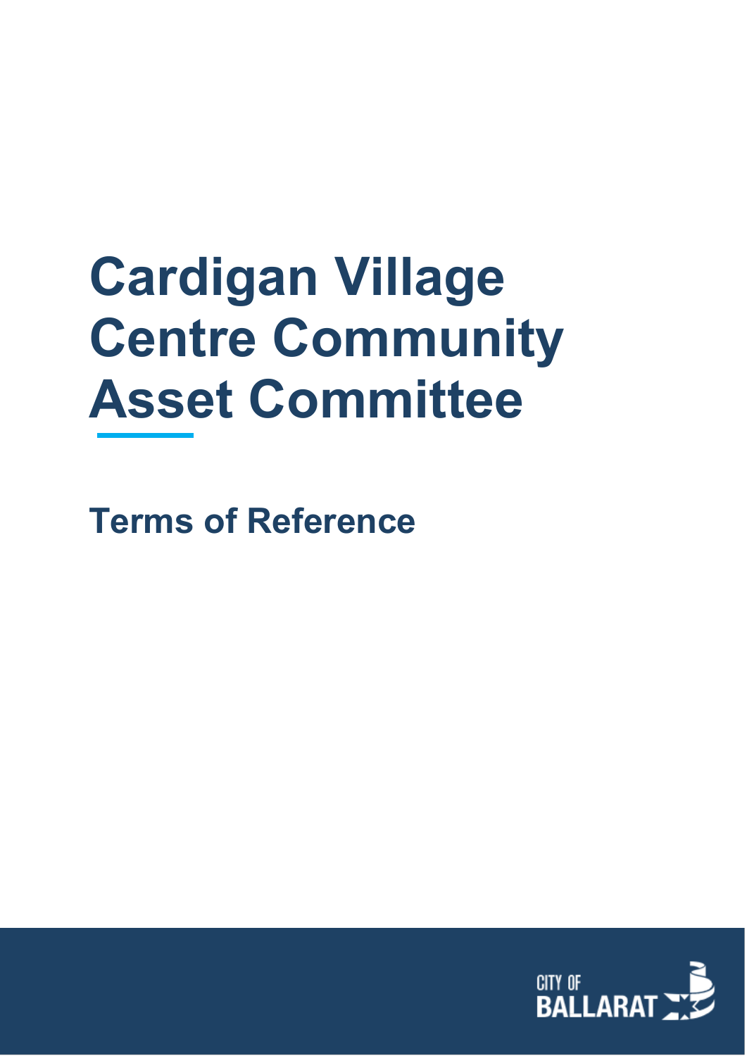# Cardigan Village Centre Community Asset Committee

## Terms of Reference

CITY OF BALLARAT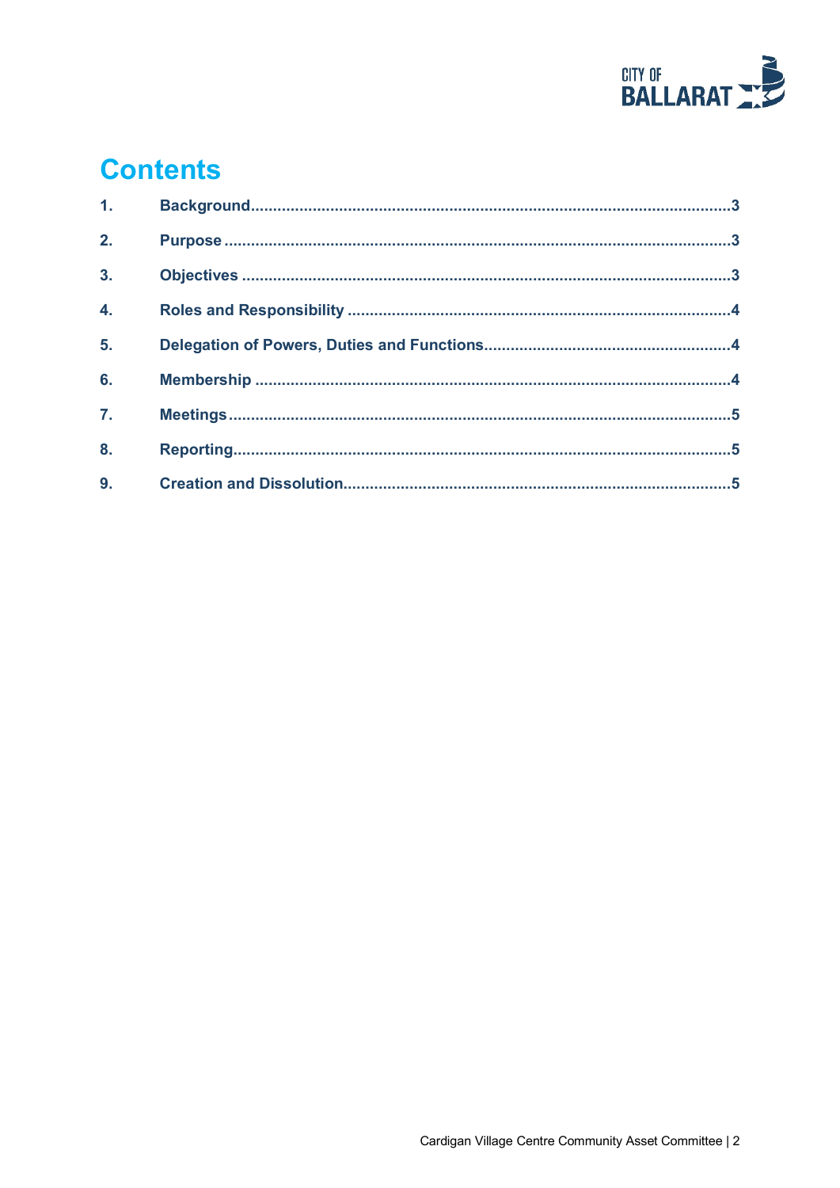# Contents

1. Background ... 3
2. Purpose ... 3
3. Objectives ... 3
4. Roles and Responsibility ... 4
5. Delegation of Powers, Duties and Functions ... 4
6. Membership ... 4
7. Meetings ... 5
8. Reporting ... 5
9. Creation and Dissolution ... 5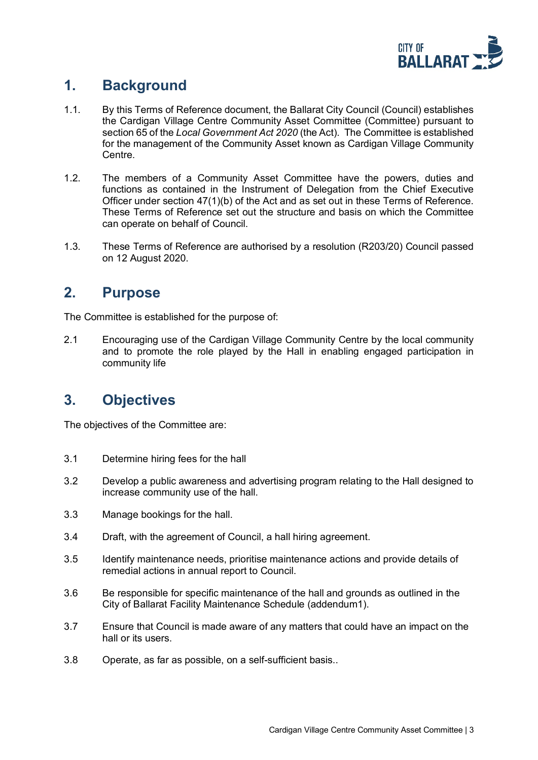## 1. Background

1.1. By this Terms of Reference document, the Ballarat City Council (Council) establishes the Cardigan Village Centre Community Asset Committee (Committee) pursuant to section 65 of the *Local Government Act 2020* (the Act). The Committee is established for the management of the Community Asset known as Cardigan Village Community Centre.

1.2. The members of a Community Asset Committee have the powers, duties and functions as contained in the Instrument of Delegation from the Chief Executive Officer under section 47(1)(b) of the Act and as set out in these Terms of Reference. These Terms of Reference set out the structure and basis on which the Committee can operate on behalf of Council.

1.3. These Terms of Reference are authorised by a resolution (R203/20) Council passed on 12 August 2020.

## 2. Purpose

The Committee is established for the purpose of:

2.1 Encouraging use of the Cardigan Village Community Centre by the local community and to promote the role played by the Hall in enabling engaged participation in community life

## 3. Objectives

The objectives of the Committee are:

3.1 Determine hiring fees for the hall

3.2 Develop a public awareness and advertising program relating to the Hall designed to increase community use of the hall.

3.3 Manage bookings for the hall.

3.4 Draft, with the agreement of Council, a hall hiring agreement.

3.5 Identify maintenance needs, prioritise maintenance actions and provide details of remedial actions in annual report to Council.

3.6 Be responsible for specific maintenance of the hall and grounds as outlined in the City of Ballarat Facility Maintenance Schedule (addendum1).

3.7 Ensure that Council is made aware of any matters that could have an impact on the hall or its users.

3.8 Operate, as far as possible, on a self-sufficient basis..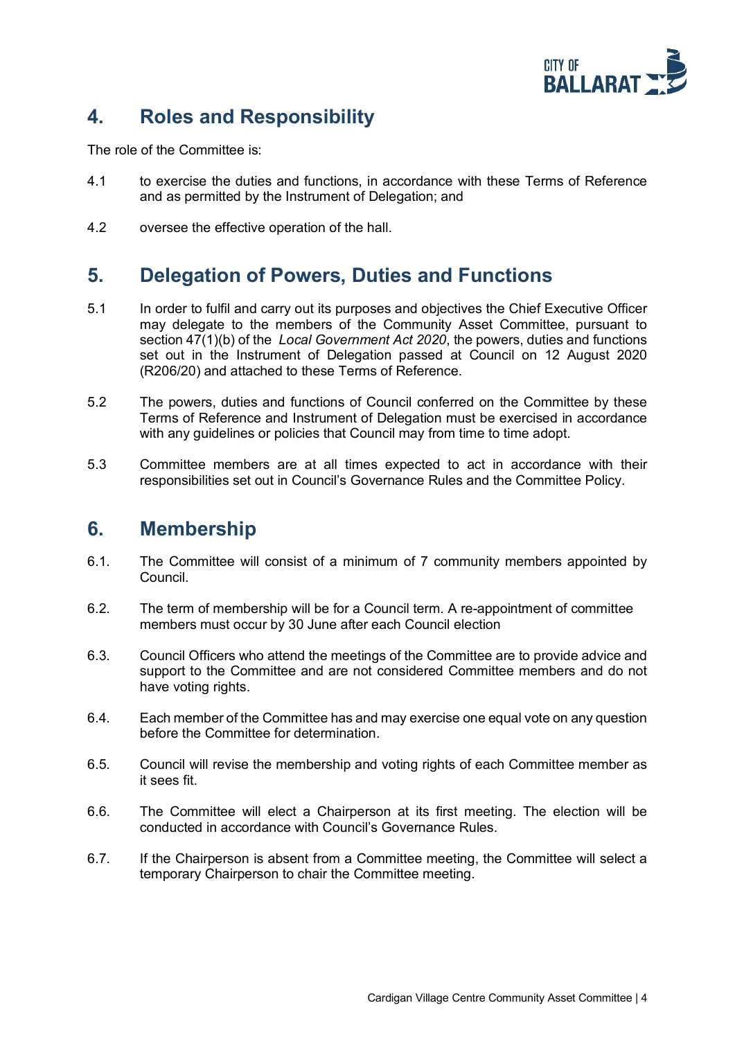## 4. Roles and Responsibility

The role of the Committee is:

4.1 to exercise the duties and functions, in accordance with these Terms of Reference and as permitted by the Instrument of Delegation; and

4.2 oversee the effective operation of the hall.

## 5. Delegation of Powers, Duties and Functions

5.1 In order to fulfil and carry out its purposes and objectives the Chief Executive Officer may delegate to the members of the Community Asset Committee, pursuant to section 47(1)(b) of the *Local Government Act 2020*, the powers, duties and functions set out in the Instrument of Delegation passed at Council on 12 August 2020 (R206/20) and attached to these Terms of Reference.

5.2 The powers, duties and functions of Council conferred on the Committee by these Terms of Reference and Instrument of Delegation must be exercised in accordance with any guidelines or policies that Council may from time to time adopt.

5.3 Committee members are at all times expected to act in accordance with their responsibilities set out in Council's Governance Rules and the Committee Policy.

## 6. Membership

6.1. The Committee will consist of a minimum of 7 community members appointed by Council.

6.2. The term of membership will be for a Council term. A re-appointment of committee members must occur by 30 June after each Council election

6.3. Council Officers who attend the meetings of the Committee are to provide advice and support to the Committee and are not considered Committee members and do not have voting rights.

6.4. Each member of the Committee has and may exercise one equal vote on any question before the Committee for determination.

6.5. Council will revise the membership and voting rights of each Committee member as it sees fit.

6.6. The Committee will elect a Chairperson at its first meeting. The election will be conducted in accordance with Council's Governance Rules.

6.7. If the Chairperson is absent from a Committee meeting, the Committee will select a temporary Chairperson to chair the Committee meeting.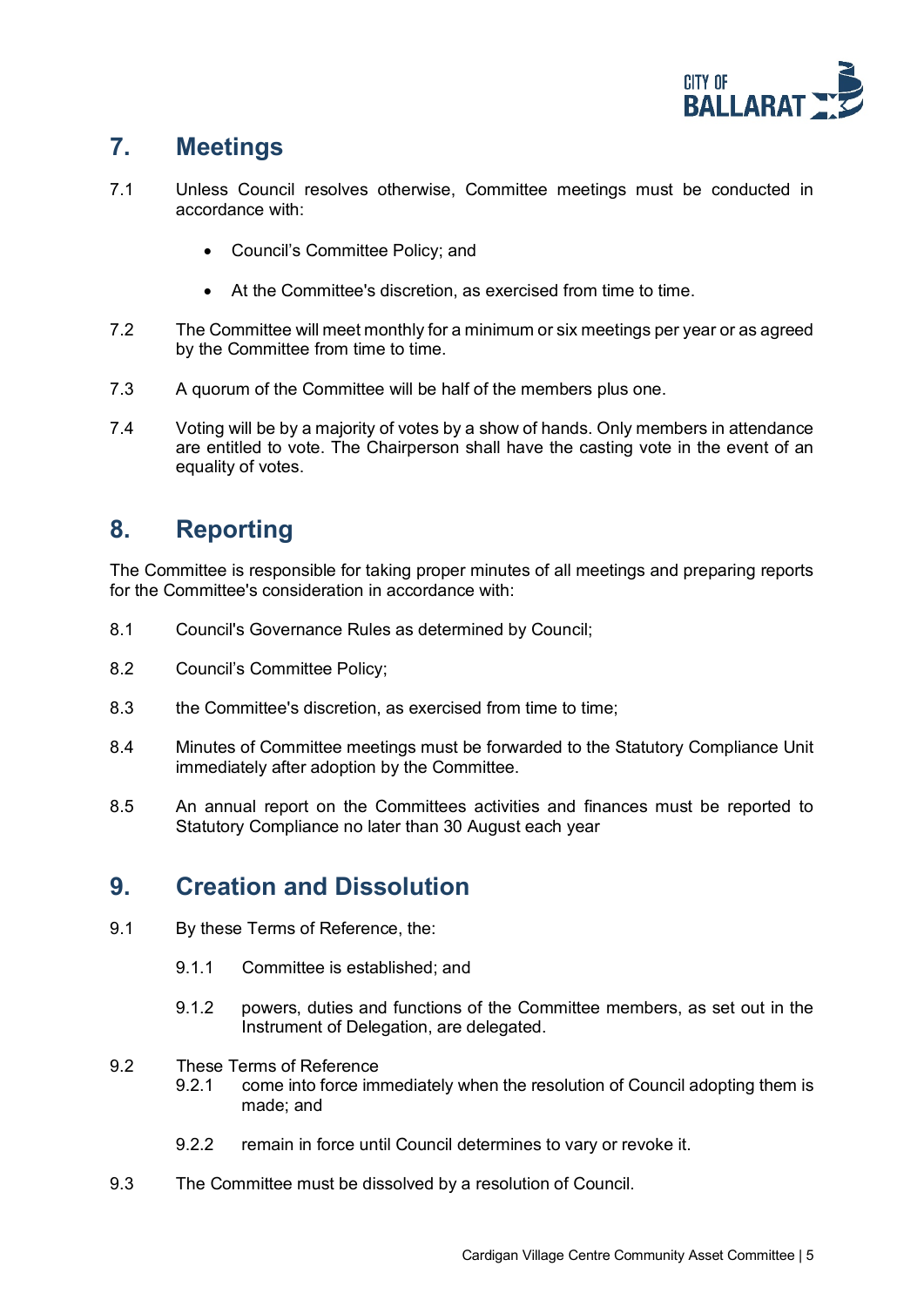## 7. Meetings

7.1 Unless Council resolves otherwise, Committee meetings must be conducted in accordance with:

- Council's Committee Policy; and
- At the Committee's discretion, as exercised from time to time.

7.2 The Committee will meet monthly for a minimum or six meetings per year or as agreed by the Committee from time to time.

7.3 A quorum of the Committee will be half of the members plus one.

7.4 Voting will be by a majority of votes by a show of hands. Only members in attendance are entitled to vote. The Chairperson shall have the casting vote in the event of an equality of votes.

## 8. Reporting

The Committee is responsible for taking proper minutes of all meetings and preparing reports for the Committee's consideration in accordance with:

8.1 Council's Governance Rules as determined by Council;

8.2 Council's Committee Policy;

8.3 the Committee's discretion, as exercised from time to time;

8.4 Minutes of Committee meetings must be forwarded to the Statutory Compliance Unit immediately after adoption by the Committee.

8.5 An annual report on the Committees activities and finances must be reported to Statutory Compliance no later than 30 August each year

## 9. Creation and Dissolution

9.1 By these Terms of Reference, the:

9.1.1 Committee is established; and

9.1.2 powers, duties and functions of the Committee members, as set out in the Instrument of Delegation, are delegated.

9.2 These Terms of Reference

9.2.1 come into force immediately when the resolution of Council adopting them is made; and

9.2.2 remain in force until Council determines to vary or revoke it.

9.3 The Committee must be dissolved by a resolution of Council.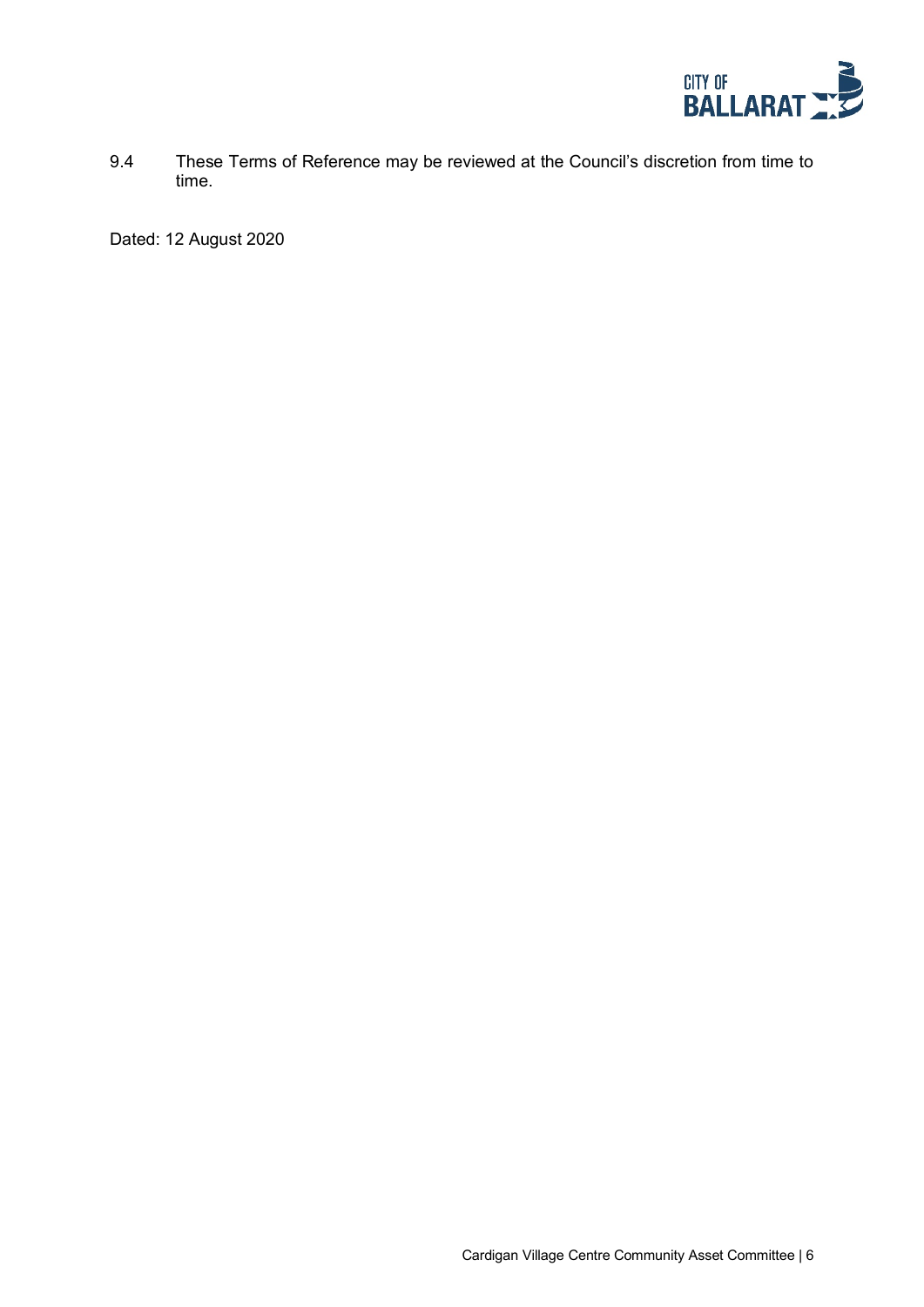9.4 These Terms of Reference may be reviewed at the Council's discretion from time to time.

Dated: 12 August 2020